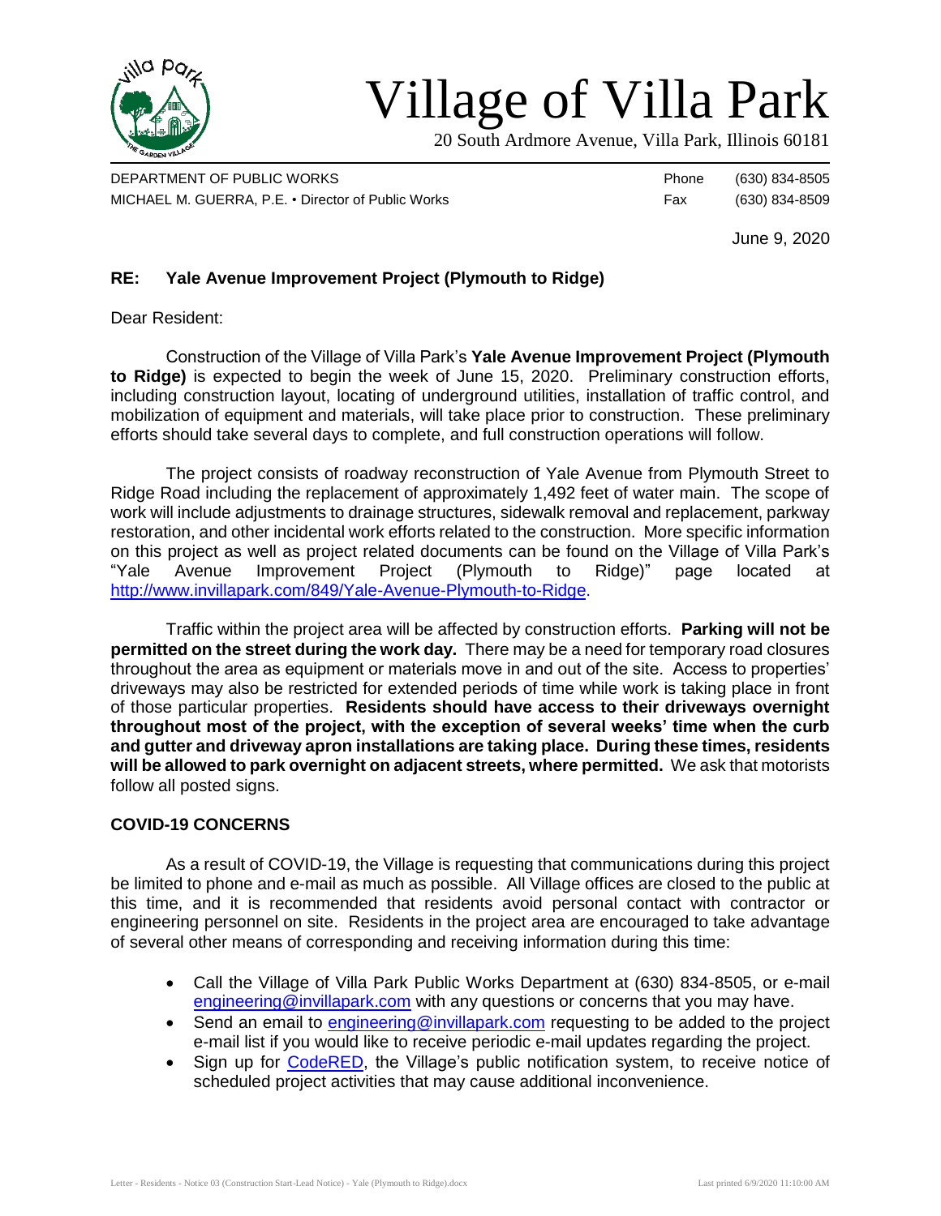# Village of Villa Park

20 South Ardmore Avenue, Villa Park, Illinois 60181

DEPARTMENT OF PUBLIC WORKS
MICHAEL M. GUERRA, P.E. • Director of Public Works

Phone (630) 834-8505
Fax (630) 834-8509

June 9, 2020

**RE: Yale Avenue Improvement Project (Plymouth to Ridge)**

Dear Resident:

Construction of the Village of Villa Park's **Yale Avenue Improvement Project (Plymouth to Ridge)** is expected to begin the week of June 15, 2020. Preliminary construction efforts, including construction layout, locating of underground utilities, installation of traffic control, and mobilization of equipment and materials, will take place prior to construction. These preliminary efforts should take several days to complete, and full construction operations will follow.

The project consists of roadway reconstruction of Yale Avenue from Plymouth Street to Ridge Road including the replacement of approximately 1,492 feet of water main. The scope of work will include adjustments to drainage structures, sidewalk removal and replacement, parkway restoration, and other incidental work efforts related to the construction. More specific information on this project as well as project related documents can be found on the Village of Villa Park's "Yale Avenue Improvement Project (Plymouth to Ridge)" page located at http://www.invillapark.com/849/Yale-Avenue-Plymouth-to-Ridge.

Traffic within the project area will be affected by construction efforts. **Parking will not be permitted on the street during the work day.** There may be a need for temporary road closures throughout the area as equipment or materials move in and out of the site. Access to properties' driveways may also be restricted for extended periods of time while work is taking place in front of those particular properties. **Residents should have access to their driveways overnight throughout most of the project, with the exception of several weeks' time when the curb and gutter and driveway apron installations are taking place. During these times, residents will be allowed to park overnight on adjacent streets, where permitted.** We ask that motorists follow all posted signs.

## COVID-19 CONCERNS

As a result of COVID-19, the Village is requesting that communications during this project be limited to phone and e-mail as much as possible. All Village offices are closed to the public at this time, and it is recommended that residents avoid personal contact with contractor or engineering personnel on site. Residents in the project area are encouraged to take advantage of several other means of corresponding and receiving information during this time:

- Call the Village of Villa Park Public Works Department at (630) 834-8505, or e-mail engineering@invillapark.com with any questions or concerns that you may have.
- Send an email to engineering@invillapark.com requesting to be added to the project e-mail list if you would like to receive periodic e-mail updates regarding the project.
- Sign up for CodeRED, the Village's public notification system, to receive notice of scheduled project activities that may cause additional inconvenience.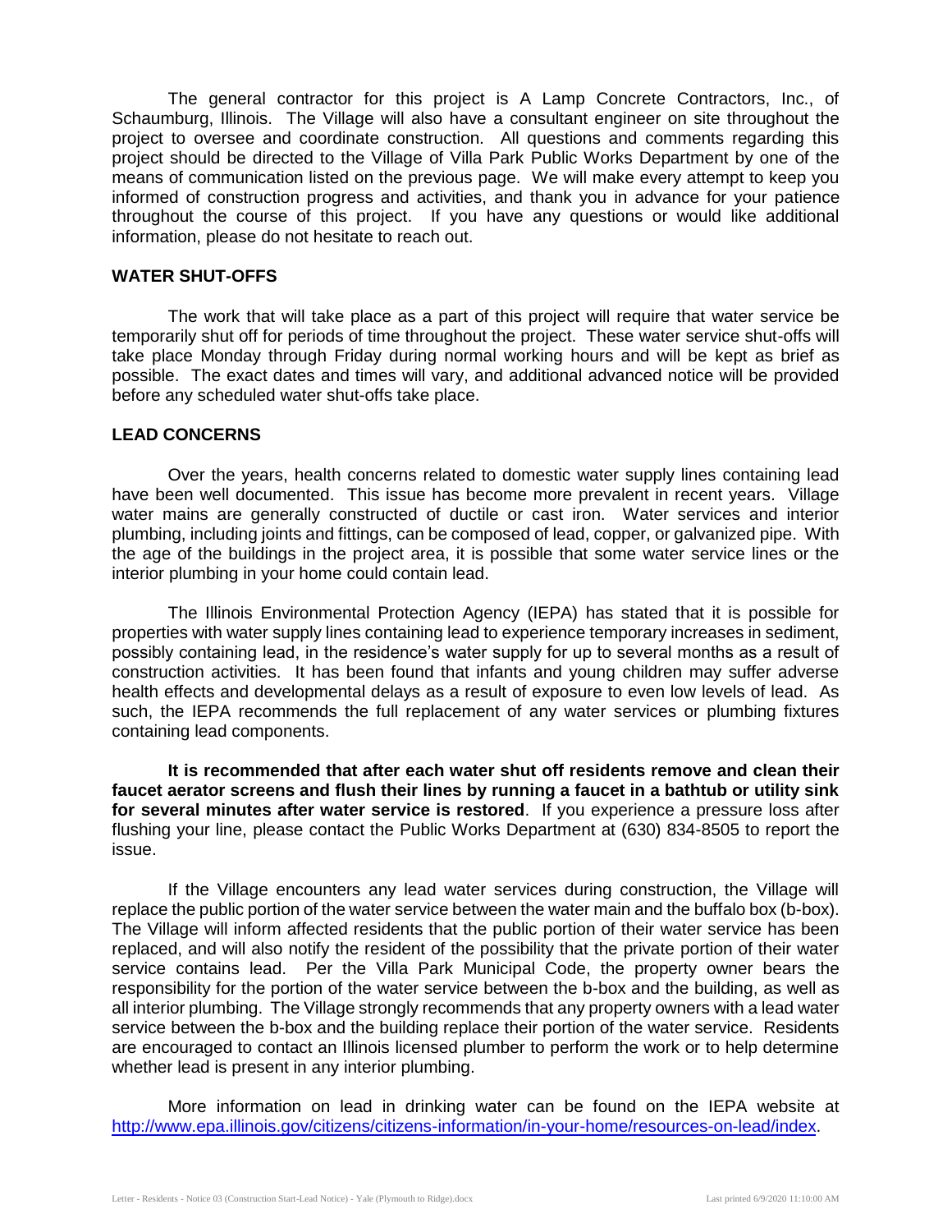The general contractor for this project is A Lamp Concrete Contractors, Inc., of Schaumburg, Illinois. The Village will also have a consultant engineer on site throughout the project to oversee and coordinate construction. All questions and comments regarding this project should be directed to the Village of Villa Park Public Works Department by one of the means of communication listed on the previous page. We will make every attempt to keep you informed of construction progress and activities, and thank you in advance for your patience throughout the course of this project. If you have any questions or would like additional information, please do not hesitate to reach out.

## WATER SHUT-OFFS

The work that will take place as a part of this project will require that water service be temporarily shut off for periods of time throughout the project. These water service shut-offs will take place Monday through Friday during normal working hours and will be kept as brief as possible. The exact dates and times will vary, and additional advanced notice will be provided before any scheduled water shut-offs take place.

## LEAD CONCERNS

Over the years, health concerns related to domestic water supply lines containing lead have been well documented. This issue has become more prevalent in recent years. Village water mains are generally constructed of ductile or cast iron. Water services and interior plumbing, including joints and fittings, can be composed of lead, copper, or galvanized pipe. With the age of the buildings in the project area, it is possible that some water service lines or the interior plumbing in your home could contain lead.

The Illinois Environmental Protection Agency (IEPA) has stated that it is possible for properties with water supply lines containing lead to experience temporary increases in sediment, possibly containing lead, in the residence's water supply for up to several months as a result of construction activities. It has been found that infants and young children may suffer adverse health effects and developmental delays as a result of exposure to even low levels of lead. As such, the IEPA recommends the full replacement of any water services or plumbing fixtures containing lead components.

**It is recommended that after each water shut off residents remove and clean their faucet aerator screens and flush their lines by running a faucet in a bathtub or utility sink for several minutes after water service is restored**. If you experience a pressure loss after flushing your line, please contact the Public Works Department at (630) 834-8505 to report the issue.

If the Village encounters any lead water services during construction, the Village will replace the public portion of the water service between the water main and the buffalo box (b-box). The Village will inform affected residents that the public portion of their water service has been replaced, and will also notify the resident of the possibility that the private portion of their water service contains lead. Per the Villa Park Municipal Code, the property owner bears the responsibility for the portion of the water service between the b-box and the building, as well as all interior plumbing. The Village strongly recommends that any property owners with a lead water service between the b-box and the building replace their portion of the water service. Residents are encouraged to contact an Illinois licensed plumber to perform the work or to help determine whether lead is present in any interior plumbing.

More information on lead in drinking water can be found on the IEPA website at http://www.epa.illinois.gov/citizens/citizens-information/in-your-home/resources-on-lead/index.